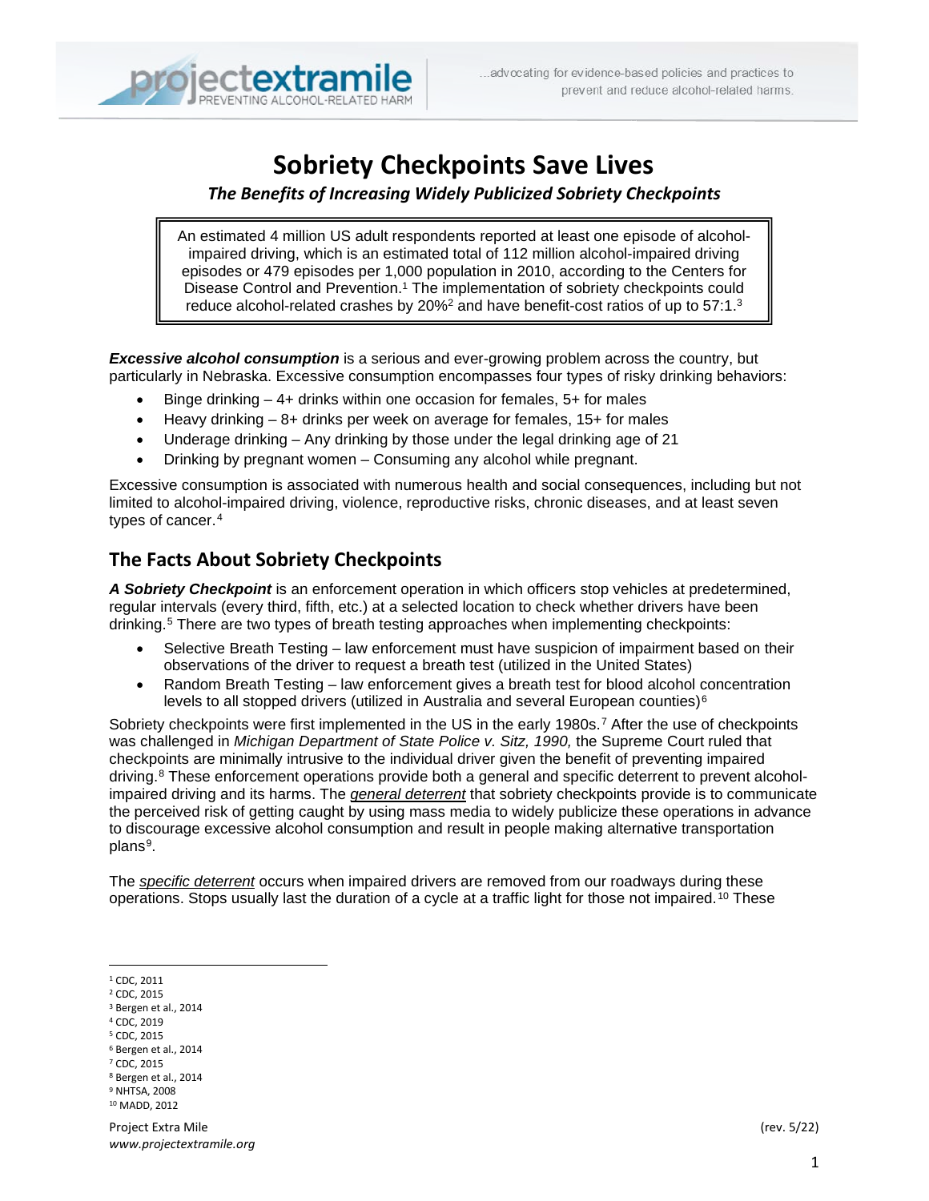# Sobriety Checkpoints Save Lives

***The Benefits of Increasing Widely Publicized Sobriety Checkpoints***

An estimated 4 million US adult respondents reported at least one episode of alcohol-impaired driving, which is an estimated total of 112 million alcohol-impaired driving episodes or 479 episodes per 1,000 population in 2010, according to the Centers for Disease Control and Prevention.[1] The implementation of sobriety checkpoints could reduce alcohol-related crashes by 20%[2] and have benefit-cost ratios of up to 57:1.[3]

***Excessive alcohol consumption*** is a serious and ever-growing problem across the country, but particularly in Nebraska. Excessive consumption encompasses four types of risky drinking behaviors:

- Binge drinking – 4+ drinks within one occasion for females, 5+ for males
- Heavy drinking – 8+ drinks per week on average for females, 15+ for males
- Underage drinking – Any drinking by those under the legal drinking age of 21
- Drinking by pregnant women – Consuming any alcohol while pregnant.

Excessive consumption is associated with numerous health and social consequences, including but not limited to alcohol-impaired driving, violence, reproductive risks, chronic diseases, and at least seven types of cancer.[4]

## The Facts About Sobriety Checkpoints

***A Sobriety Checkpoint*** is an enforcement operation in which officers stop vehicles at predetermined, regular intervals (every third, fifth, etc.) at a selected location to check whether drivers have been drinking.[5] There are two types of breath testing approaches when implementing checkpoints:

- Selective Breath Testing – law enforcement must have suspicion of impairment based on their observations of the driver to request a breath test (utilized in the United States)
- Random Breath Testing – law enforcement gives a breath test for blood alcohol concentration levels to all stopped drivers (utilized in Australia and several European counties)[6]

Sobriety checkpoints were first implemented in the US in the early 1980s.[7] After the use of checkpoints was challenged in *Michigan Department of State Police v. Sitz, 1990,* the Supreme Court ruled that checkpoints are minimally intrusive to the individual driver given the benefit of preventing impaired driving.[8] These enforcement operations provide both a general and specific deterrent to prevent alcohol-impaired driving and its harms. The *general deterrent* that sobriety checkpoints provide is to communicate the perceived risk of getting caught by using mass media to widely publicize these operations in advance to discourage excessive alcohol consumption and result in people making alternative transportation plans[9].

The *specific deterrent* occurs when impaired drivers are removed from our roadways during these operations. Stops usually last the duration of a cycle at a traffic light for those not impaired.[10] These

---

[1] CDC, 2011
[2] CDC, 2015
[3] Bergen et al., 2014
[4] CDC, 2019
[5] CDC, 2015
[6] Bergen et al., 2014
[7] CDC, 2015
[8] Bergen et al., 2014
[9] NHTSA, 2008
[10] MADD, 2012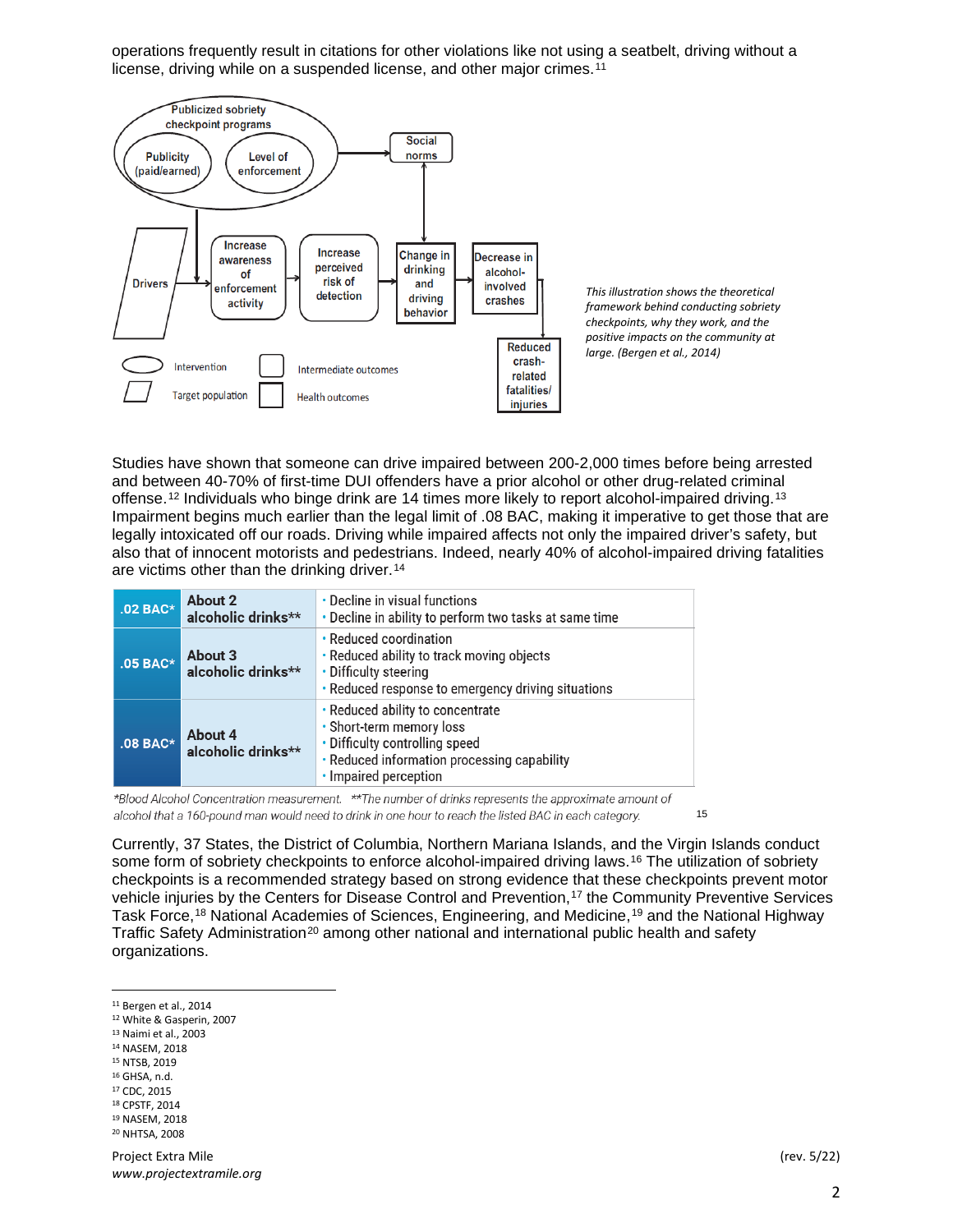operations frequently result in citations for other violations like not using a seatbelt, driving without a license, driving while on a suspended license, and other major crimes.[11]

Publicized sobriety checkpoint programs

Publicity (paid/earned)

Level of enforcement

Social norms

Drivers

Increase awareness of enforcement activity

Increase perceived risk of detection

Change in drinking and driving behavior

Decrease in alcohol-involved crashes

Reduced crash-related fatalities/ injuries

Intervention

Target population

Intermediate outcomes

Health outcomes

*This illustration shows the theoretical framework behind conducting sobriety checkpoints, why they work, and the positive impacts on the community at large. (Bergen et al., 2014)*

Studies have shown that someone can drive impaired between 200-2,000 times before being arrested and between 40-70% of first-time DUI offenders have a prior alcohol or other drug-related criminal offense.[12] Individuals who binge drink are 14 times more likely to report alcohol-impaired driving.[13] Impairment begins much earlier than the legal limit of .08 BAC, making it imperative to get those that are legally intoxicated off our roads. Driving while impaired affects not only the impaired driver's safety, but also that of innocent motorists and pedestrians. Indeed, nearly 40% of alcohol-impaired driving fatalities are victims other than the drinking driver.[14]

| BAC | Drinks | Effects |
|---|---|---|
| .02 BAC* | About 2 alcoholic drinks** | • Decline in visual functions<br>• Decline in ability to perform two tasks at same time |
| .05 BAC* | About 3 alcoholic drinks** | • Reduced coordination<br>• Reduced ability to track moving objects<br>• Difficulty steering<br>• Reduced response to emergency driving situations |
| .08 BAC* | About 4 alcoholic drinks** | • Reduced ability to concentrate<br>• Short-term memory loss<br>• Difficulty controlling speed<br>• Reduced information processing capability<br>• Impaired perception |

*\*Blood Alcohol Concentration measurement. \*\*The number of drinks represents the approximate amount of alcohol that a 160-pound man would need to drink in one hour to reach the listed BAC in each category.* [15]

Currently, 37 States, the District of Columbia, Northern Mariana Islands, and the Virgin Islands conduct some form of sobriety checkpoints to enforce alcohol-impaired driving laws.[16] The utilization of sobriety checkpoints is a recommended strategy based on strong evidence that these checkpoints prevent motor vehicle injuries by the Centers for Disease Control and Prevention,[17] the Community Preventive Services Task Force,[18] National Academies of Sciences, Engineering, and Medicine,[19] and the National Highway Traffic Safety Administration[20] among other national and international public health and safety organizations.

---

[11] Bergen et al., 2014
[12] White & Gasperin, 2007
[13] Naimi et al., 2003
[14] NASEM, 2018
[15] NTSB, 2019
[16] GHSA, n.d.
[17] CDC, 2015
[18] CPSTF, 2014
[19] NASEM, 2018
[20] NHTSA, 2008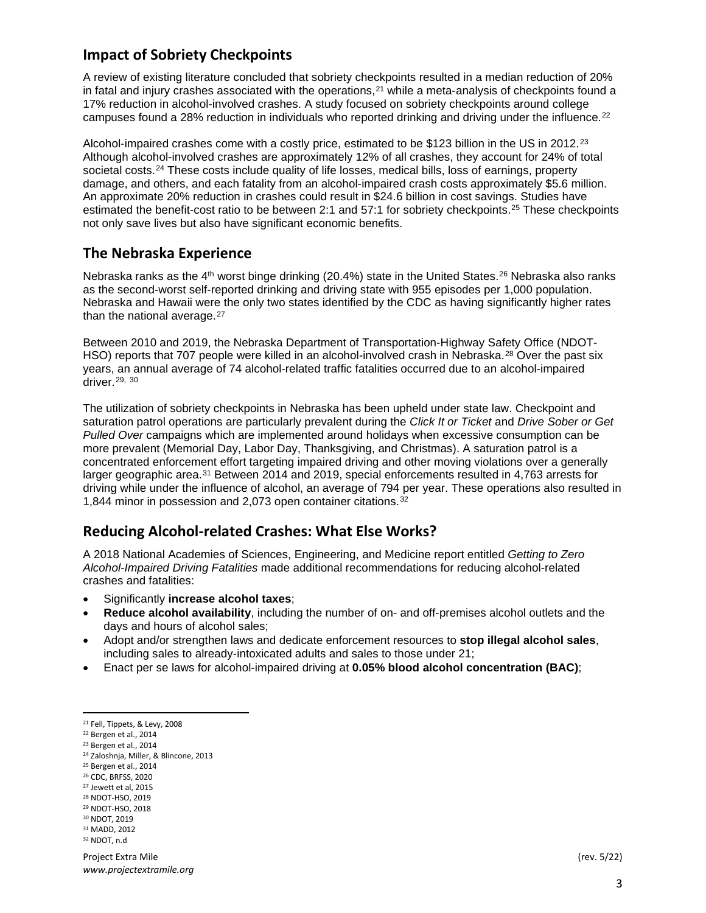## Impact of Sobriety Checkpoints

A review of existing literature concluded that sobriety checkpoints resulted in a median reduction of 20% in fatal and injury crashes associated with the operations,[21] while a meta-analysis of checkpoints found a 17% reduction in alcohol-involved crashes. A study focused on sobriety checkpoints around college campuses found a 28% reduction in individuals who reported drinking and driving under the influence.[22]

Alcohol-impaired crashes come with a costly price, estimated to be $123 billion in the US in 2012.[23] Although alcohol-involved crashes are approximately 12% of all crashes, they account for 24% of total societal costs.[24] These costs include quality of life losses, medical bills, loss of earnings, property damage, and others, and each fatality from an alcohol-impaired crash costs approximately $5.6 million. An approximate 20% reduction in crashes could result in $24.6 billion in cost savings. Studies have estimated the benefit-cost ratio to be between 2:1 and 57:1 for sobriety checkpoints.[25] These checkpoints not only save lives but also have significant economic benefits.

## The Nebraska Experience

Nebraska ranks as the 4th worst binge drinking (20.4%) state in the United States.[26] Nebraska also ranks as the second-worst self-reported drinking and driving state with 955 episodes per 1,000 population. Nebraska and Hawaii were the only two states identified by the CDC as having significantly higher rates than the national average.[27]

Between 2010 and 2019, the Nebraska Department of Transportation-Highway Safety Office (NDOT-HSO) reports that 707 people were killed in an alcohol-involved crash in Nebraska.[28] Over the past six years, an annual average of 74 alcohol-related traffic fatalities occurred due to an alcohol-impaired driver.[29, 30]

The utilization of sobriety checkpoints in Nebraska has been upheld under state law. Checkpoint and saturation patrol operations are particularly prevalent during the *Click It or Ticket* and *Drive Sober or Get Pulled Over* campaigns which are implemented around holidays when excessive consumption can be more prevalent (Memorial Day, Labor Day, Thanksgiving, and Christmas). A saturation patrol is a concentrated enforcement effort targeting impaired driving and other moving violations over a generally larger geographic area.[31] Between 2014 and 2019, special enforcements resulted in 4,763 arrests for driving while under the influence of alcohol, an average of 794 per year. These operations also resulted in 1,844 minor in possession and 2,073 open container citations.[32]

## Reducing Alcohol-related Crashes: What Else Works?

A 2018 National Academies of Sciences, Engineering, and Medicine report entitled *Getting to Zero Alcohol-Impaired Driving Fatalities* made additional recommendations for reducing alcohol-related crashes and fatalities:

- Significantly **increase alcohol taxes**;
- **Reduce alcohol availability**, including the number of on- and off-premises alcohol outlets and the days and hours of alcohol sales;
- Adopt and/or strengthen laws and dedicate enforcement resources to **stop illegal alcohol sales**, including sales to already-intoxicated adults and sales to those under 21;
- Enact per se laws for alcohol-impaired driving at **0.05% blood alcohol concentration (BAC)**;

---

[21] Fell, Tippets, & Levy, 2008
[22] Bergen et al., 2014
[23] Bergen et al., 2014
[24] Zaloshnja, Miller, & Blincone, 2013
[25] Bergen et al., 2014
[26] CDC, BRFSS, 2020
[27] Jewett et al, 2015
[28] NDOT-HSO, 2019
[29] NDOT-HSO, 2018
[30] NDOT, 2019
[31] MADD, 2012
[32] NDOT, n.d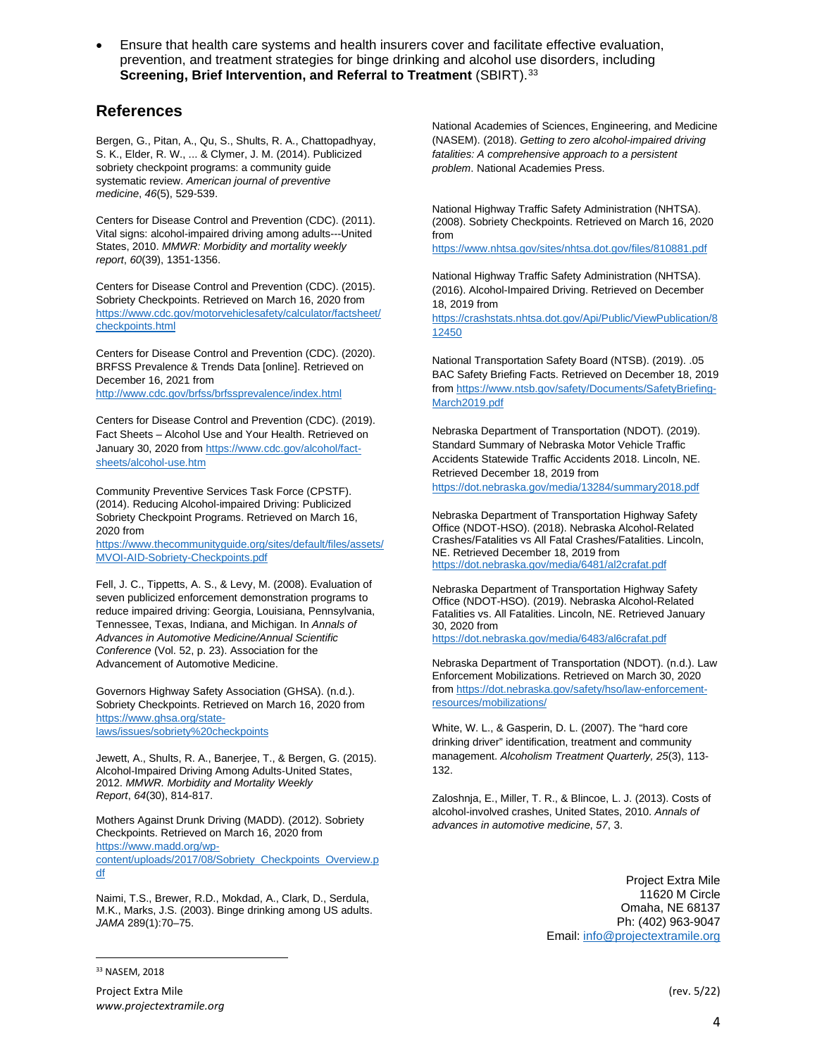- Ensure that health care systems and health insurers cover and facilitate effective evaluation, prevention, and treatment strategies for binge drinking and alcohol use disorders, including **Screening, Brief Intervention, and Referral to Treatment** (SBIRT).[33]

## References

Bergen, G., Pitan, A., Qu, S., Shults, R. A., Chattopadhyay, S. K., Elder, R. W., ... & Clymer, J. M. (2014). Publicized sobriety checkpoint programs: a community guide systematic review. *American journal of preventive medicine*, *46*(5), 529-539.

Centers for Disease Control and Prevention (CDC). (2011). Vital signs: alcohol-impaired driving among adults---United States, 2010. *MMWR: Morbidity and mortality weekly report*, *60*(39), 1351-1356.

Centers for Disease Control and Prevention (CDC). (2015). Sobriety Checkpoints. Retrieved on March 16, 2020 from https://www.cdc.gov/motorvehiclesafety/calculator/factsheet/checkpoints.html

Centers for Disease Control and Prevention (CDC). (2020). BRFSS Prevalence & Trends Data [online]. Retrieved on December 16, 2021 from http://www.cdc.gov/brfss/brfssprevalence/index.html

Centers for Disease Control and Prevention (CDC). (2019). Fact Sheets – Alcohol Use and Your Health. Retrieved on January 30, 2020 from https://www.cdc.gov/alcohol/fact-sheets/alcohol-use.htm

Community Preventive Services Task Force (CPSTF). (2014). Reducing Alcohol-impaired Driving: Publicized Sobriety Checkpoint Programs. Retrieved on March 16, 2020 from https://www.thecommunityguide.org/sites/default/files/assets/MVOI-AID-Sobriety-Checkpoints.pdf

Fell, J. C., Tippetts, A. S., & Levy, M. (2008). Evaluation of seven publicized enforcement demonstration programs to reduce impaired driving: Georgia, Louisiana, Pennsylvania, Tennessee, Texas, Indiana, and Michigan. In *Annals of Advances in Automotive Medicine/Annual Scientific Conference* (Vol. 52, p. 23). Association for the Advancement of Automotive Medicine.

Governors Highway Safety Association (GHSA). (n.d.). Sobriety Checkpoints. Retrieved on March 16, 2020 from https://www.ghsa.org/state-laws/issues/sobriety%20checkpoints

Jewett, A., Shults, R. A., Banerjee, T., & Bergen, G. (2015). Alcohol-Impaired Driving Among Adults-United States, 2012. *MMWR. Morbidity and Mortality Weekly Report*, *64*(30), 814-817.

Mothers Against Drunk Driving (MADD). (2012). Sobriety Checkpoints. Retrieved on March 16, 2020 from https://www.madd.org/wp-content/uploads/2017/08/Sobriety_Checkpoints_Overview.pdf

Naimi, T.S., Brewer, R.D., Mokdad, A., Clark, D., Serdula, M.K., Marks, J.S. (2003). Binge drinking among US adults. *JAMA* 289(1):70–75.

National Academies of Sciences, Engineering, and Medicine (NASEM). (2018). *Getting to zero alcohol-impaired driving fatalities: A comprehensive approach to a persistent problem*. National Academies Press.

National Highway Traffic Safety Administration (NHTSA). (2008). Sobriety Checkpoints. Retrieved on March 16, 2020 from https://www.nhtsa.gov/sites/nhtsa.dot.gov/files/810881.pdf

National Highway Traffic Safety Administration (NHTSA). (2016). Alcohol-Impaired Driving. Retrieved on December 18, 2019 from https://crashstats.nhtsa.dot.gov/Api/Public/ViewPublication/812450

National Transportation Safety Board (NTSB). (2019). .05 BAC Safety Briefing Facts. Retrieved on December 18, 2019 from https://www.ntsb.gov/safety/Documents/SafetyBriefing-March2019.pdf

Nebraska Department of Transportation (NDOT). (2019). Standard Summary of Nebraska Motor Vehicle Traffic Accidents Statewide Traffic Accidents 2018. Lincoln, NE. Retrieved December 18, 2019 from https://dot.nebraska.gov/media/13284/summary2018.pdf

Nebraska Department of Transportation Highway Safety Office (NDOT-HSO). (2018). Nebraska Alcohol-Related Crashes/Fatalities vs All Fatal Crashes/Fatalities. Lincoln, NE. Retrieved December 18, 2019 from https://dot.nebraska.gov/media/6481/al2crafat.pdf

Nebraska Department of Transportation Highway Safety Office (NDOT-HSO). (2019). Nebraska Alcohol-Related Fatalities vs. All Fatalities. Lincoln, NE. Retrieved January 30, 2020 from https://dot.nebraska.gov/media/6483/al6crafat.pdf

Nebraska Department of Transportation (NDOT). (n.d.). Law Enforcement Mobilizations. Retrieved on March 30, 2020 from https://dot.nebraska.gov/safety/hso/law-enforcement-resources/mobilizations/

White, W. L., & Gasperin, D. L. (2007). The "hard core drinking driver" identification, treatment and community management. *Alcoholism Treatment Quarterly, 25*(3), 113-132.

Zaloshnja, E., Miller, T. R., & Blincoe, L. J. (2013). Costs of alcohol-involved crashes, United States, 2010. *Annals of advances in automotive medicine*, *57*, 3.

Project Extra Mile
11620 M Circle
Omaha, NE 68137
Ph: (402) 963-9047
Email: info@projectextramile.org

[33] NASEM, 2018

Project Extra Mile
*www.projectextramile.org*

(rev. 5/22)